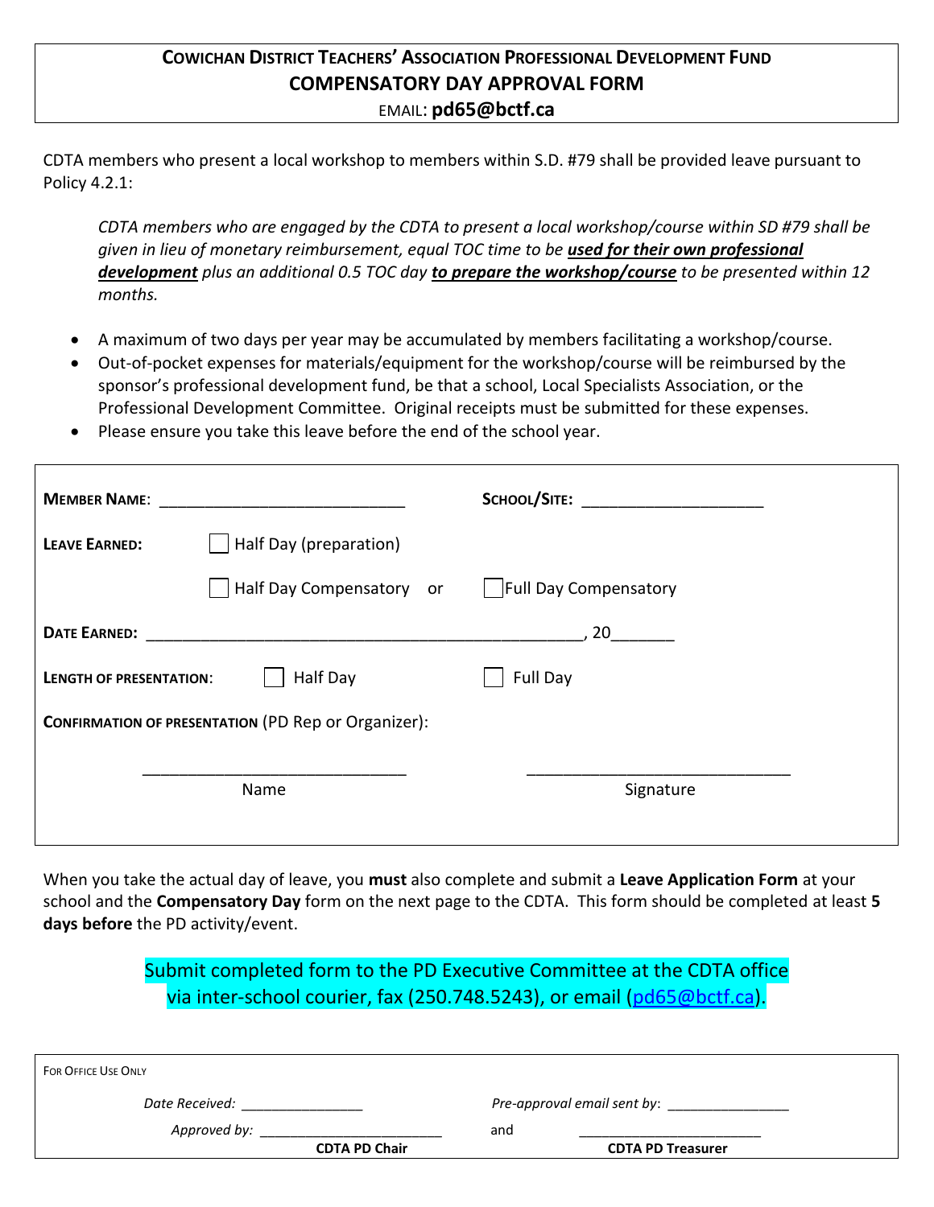# COWICHAN DISTRICT TEACHERS' ASSOCIATION PROFESSIONAL DEVELOPMENT FUND
## COMPENSATORY DAY APPROVAL FORM
EMAIL: **pd65@bctf.ca**

CDTA members who present a local workshop to members within S.D. #79 shall be provided leave pursuant to Policy 4.2.1:

> *CDTA members who are engaged by the CDTA to present a local workshop/course within SD #79 shall be given in lieu of monetary reimbursement, equal TOC time to be* ***used for their own professional development*** *plus an additional 0.5 TOC day* ***to prepare the workshop/course*** *to be presented within 12 months.*

- A maximum of two days per year may be accumulated by members facilitating a workshop/course.
- Out-of-pocket expenses for materials/equipment for the workshop/course will be reimbursed by the sponsor's professional development fund, be that a school, Local Specialists Association, or the Professional Development Committee. Original receipts must be submitted for these expenses.
- Please ensure you take this leave before the end of the school year.

**MEMBER NAME**: ____________________________ **SCHOOL/SITE:** _____________________

**LEAVE EARNED:** ☐ Half Day (preparation)

☐ Half Day Compensatory or ☐ Full Day Compensatory

**DATE EARNED:** __________________________________________________, 20_______

**LENGTH OF PRESENTATION**: ☐ Half Day ☐ Full Day

**CONFIRMATION OF PRESENTATION** (PD Rep or Organizer):

______________________________ ______________________________
Name Signature

When you take the actual day of leave, you **must** also complete and submit a **Leave Application Form** at your school and the **Compensatory Day** form on the next page to the CDTA. This form should be completed at least **5 days before** the PD activity/event.

Submit completed form to the PD Executive Committee at the CDTA office via inter-school courier, fax (250.748.5243), or email (pd65@bctf.ca).

FOR OFFICE USE ONLY

*Date Received:* ________________ *Pre-approval email sent by*: ________________

*Approved by:* ________________________ and ________________________
**CDTA PD Chair** **CDTA PD Treasurer**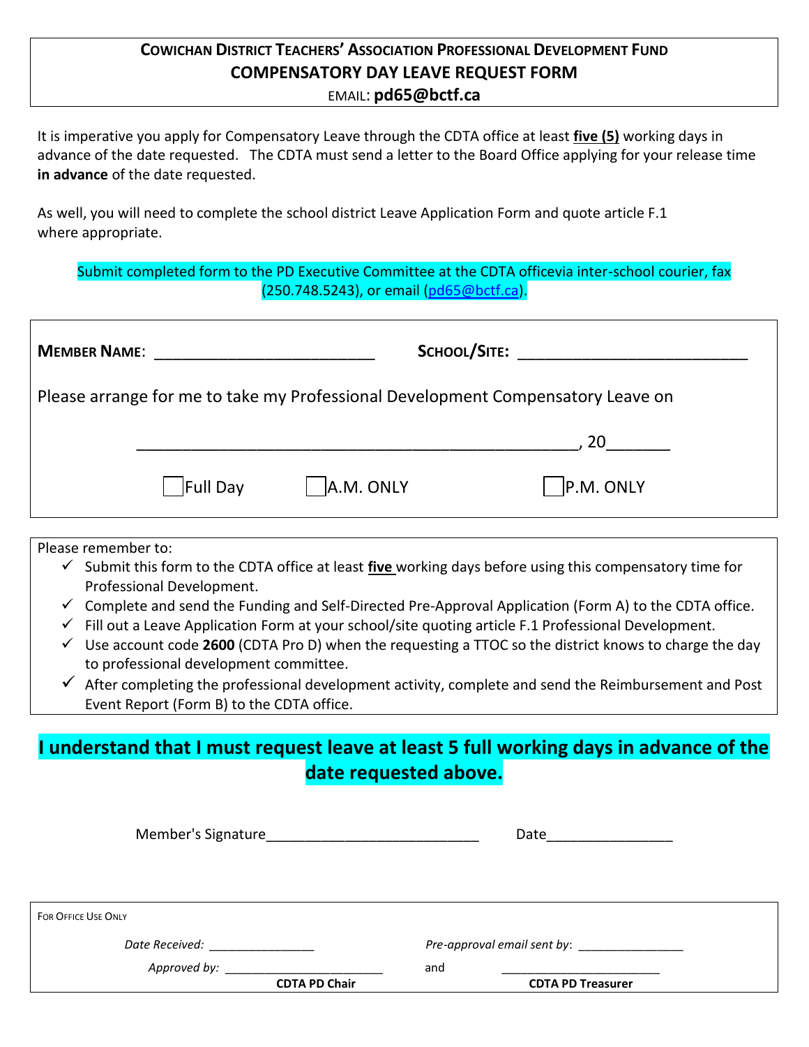# COWICHAN DISTRICT TEACHERS' ASSOCIATION PROFESSIONAL DEVELOPMENT FUND
## COMPENSATORY DAY LEAVE REQUEST FORM
EMAIL: **pd65@bctf.ca**

It is imperative you apply for Compensatory Leave through the CDTA office at least **five (5)** working days in advance of the date requested. The CDTA must send a letter to the Board Office applying for your release time **in advance** of the date requested.

As well, you will need to complete the school district Leave Application Form and quote article F.1 where appropriate.

Submit completed form to the PD Executive Committee at the CDTA officevia inter-school courier, fax (250.748.5243), or email (pd65@bctf.ca).

**MEMBER NAME**: ___________________________ **SCHOOL/SITE**: ___________________________

Please arrange for me to take my Professional Development Compensatory Leave on

_____________________________________________________, 20_______

☐ Full Day ☐ A.M. ONLY ☐ P.M. ONLY

Please remember to:

- ✓ Submit this form to the CDTA office at least **five** working days before using this compensatory time for Professional Development.
- ✓ Complete and send the Funding and Self-Directed Pre-Approval Application (Form A) to the CDTA office.
- ✓ Fill out a Leave Application Form at your school/site quoting article F.1 Professional Development.
- ✓ Use account code **2600** (CDTA Pro D) when the requesting a TTOC so the district knows to charge the day to professional development committee.
- ✓ After completing the professional development activity, complete and send the Reimbursement and Post Event Report (Form B) to the CDTA office.

**I understand that I must request leave at least 5 full working days in advance of the date requested above.**

Member's Signature___________________________ Date________________

FOR OFFICE USE ONLY

*Date Received:* ________________ *Pre-approval email sent by:* ________________

*Approved by:* ________________________ and ________________________

**CDTA PD Chair** **CDTA PD Treasurer**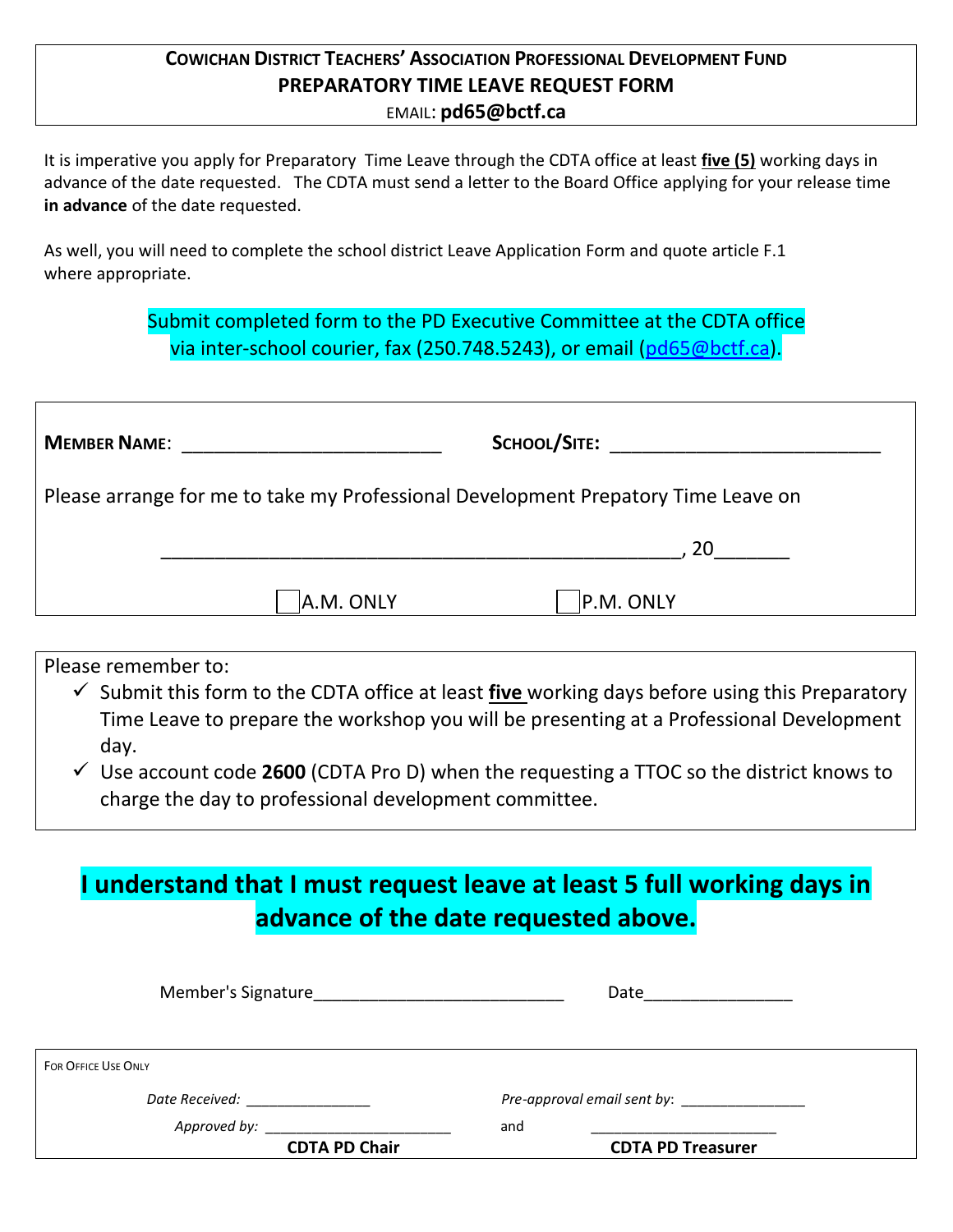# COWICHAN DISTRICT TEACHERS' ASSOCIATION PROFESSIONAL DEVELOPMENT FUND
## PREPARATORY TIME LEAVE REQUEST FORM
EMAIL: **pd65@bctf.ca**

It is imperative you apply for Preparatory Time Leave through the CDTA office at least **five (5)** working days in advance of the date requested. The CDTA must send a letter to the Board Office applying for your release time **in advance** of the date requested.

As well, you will need to complete the school district Leave Application Form and quote article F.1 where appropriate.

Submit completed form to the PD Executive Committee at the CDTA office via inter-school courier, fax (250.748.5243), or email (pd65@bctf.ca).

**MEMBER NAME**: _________________________ **SCHOOL/SITE**: __________________________

Please arrange for me to take my Professional Development Prepatory Time Leave on

_________________________________________________, 20_______

☐ A.M. ONLY ☐ P.M. ONLY

Please remember to:

- ✓ Submit this form to the CDTA office at least **five** working days before using this Preparatory Time Leave to prepare the workshop you will be presenting at a Professional Development day.
- ✓ Use account code **2600** (CDTA Pro D) when the requesting a TTOC so the district knows to charge the day to professional development committee.

**I understand that I must request leave at least 5 full working days in advance of the date requested above.**

Member's Signature___________________________ Date________________

FOR OFFICE USE ONLY

*Date Received:* _______________ *Pre-approval email sent by*: _______________

*Approved by:* ______________________ and ______________________

**CDTA PD Chair** **CDTA PD Treasurer**